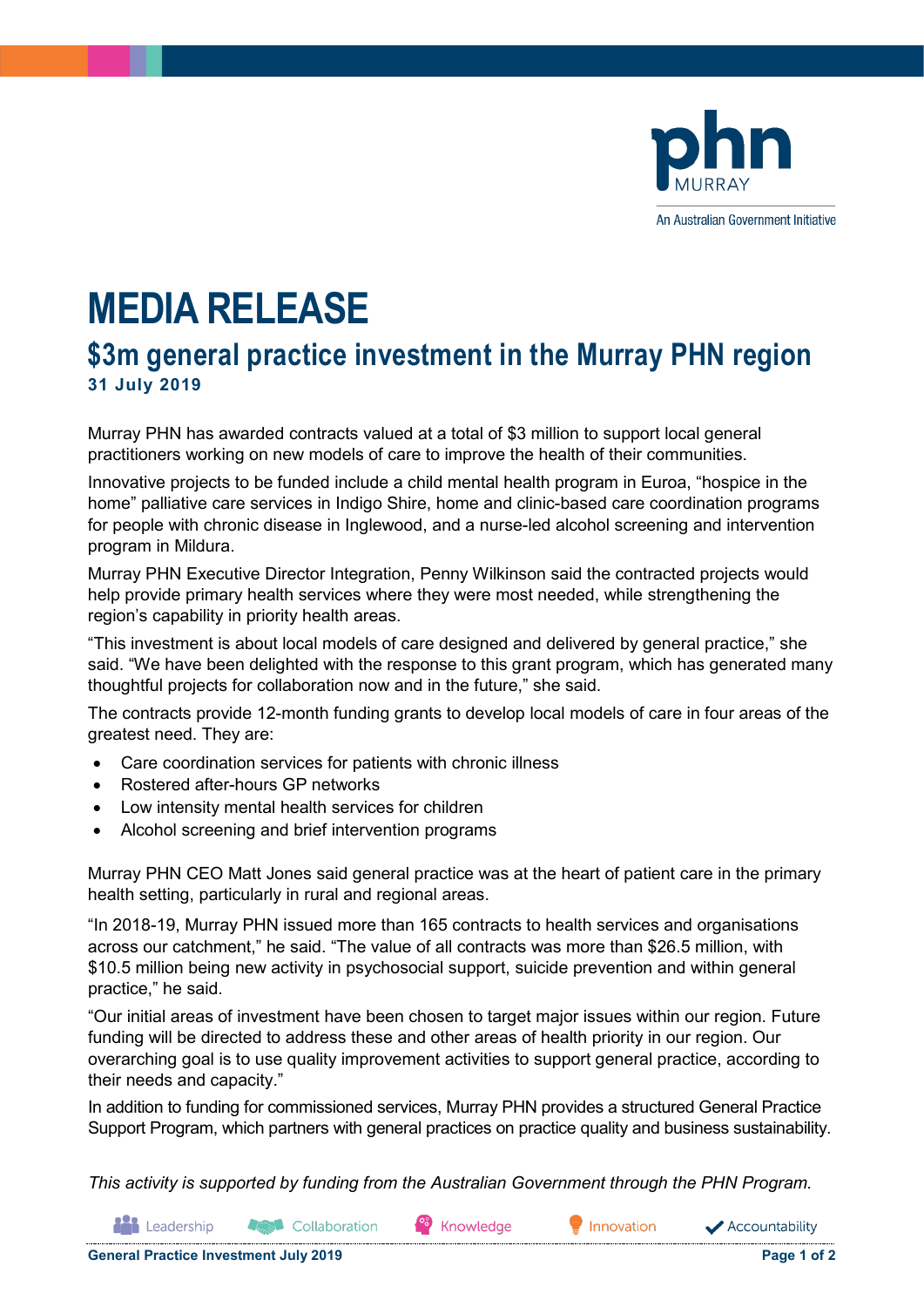# MEDIA RELEASE

## $3m general practice investment in the Murray PHN region

**31 July 2019**

Murray PHN has awarded contracts valued at a total of $3 million to support local general practitioners working on new models of care to improve the health of their communities.

Innovative projects to be funded include a child mental health program in Euroa, "hospice in the home" palliative care services in Indigo Shire, home and clinic-based care coordination programs for people with chronic disease in Inglewood, and a nurse-led alcohol screening and intervention program in Mildura.

Murray PHN Executive Director Integration, Penny Wilkinson said the contracted projects would help provide primary health services where they were most needed, while strengthening the region's capability in priority health areas.

"This investment is about local models of care designed and delivered by general practice," she said. "We have been delighted with the response to this grant program, which has generated many thoughtful projects for collaboration now and in the future," she said.

The contracts provide 12-month funding grants to develop local models of care in four areas of the greatest need. They are:

- Care coordination services for patients with chronic illness
- Rostered after-hours GP networks
- Low intensity mental health services for children
- Alcohol screening and brief intervention programs

Murray PHN CEO Matt Jones said general practice was at the heart of patient care in the primary health setting, particularly in rural and regional areas.

"In 2018-19, Murray PHN issued more than 165 contracts to health services and organisations across our catchment," he said. "The value of all contracts was more than $26.5 million, with $10.5 million being new activity in psychosocial support, suicide prevention and within general practice," he said.

"Our initial areas of investment have been chosen to target major issues within our region. Future funding will be directed to address these and other areas of health priority in our region. Our overarching goal is to use quality improvement activities to support general practice, according to their needs and capacity."

In addition to funding for commissioned services, Murray PHN provides a structured General Practice Support Program, which partners with general practices on practice quality and business sustainability.

*This activity is supported by funding from the Australian Government through the PHN Program.*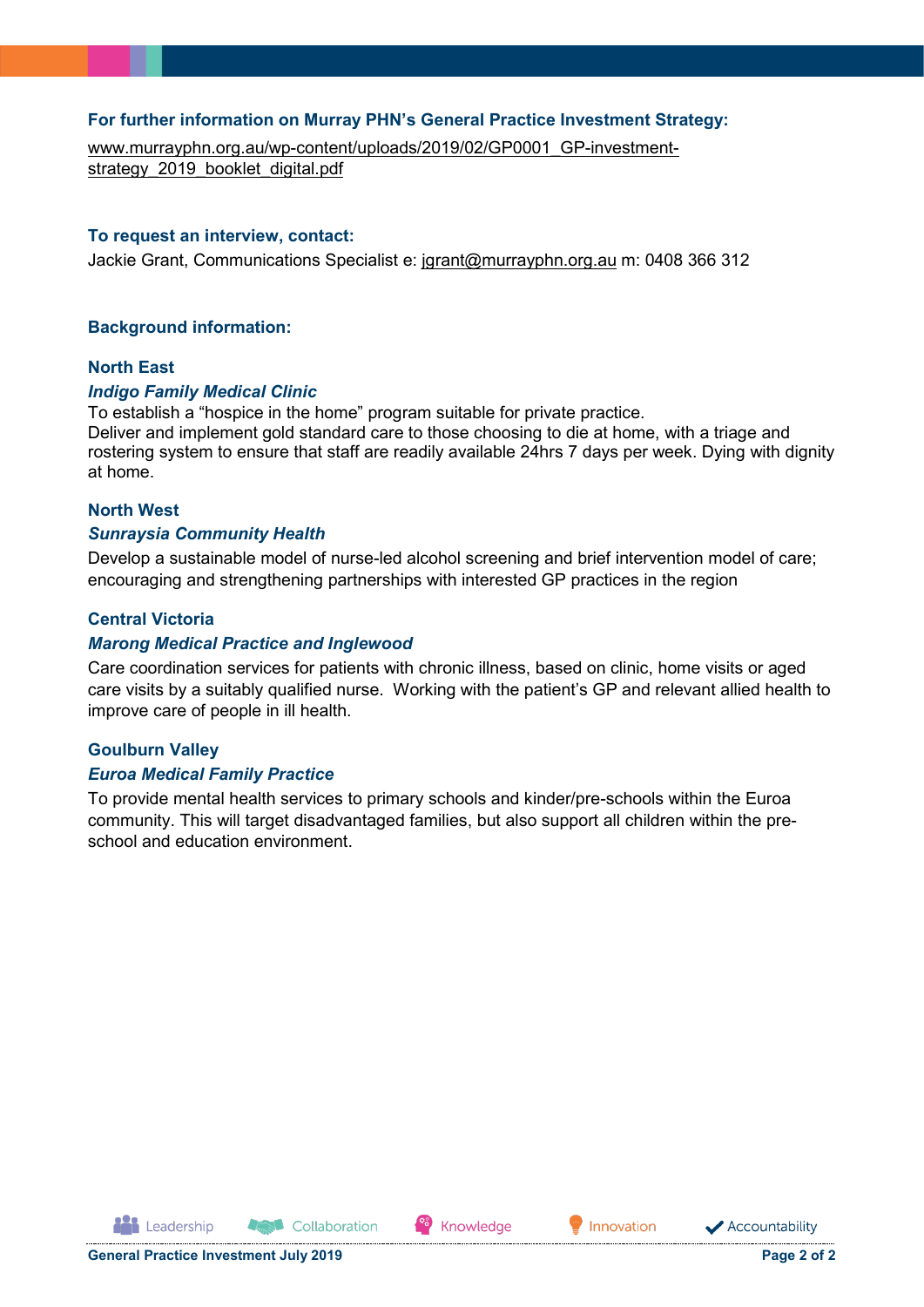**For further information on Murray PHN's General Practice Investment Strategy:**

www.murrayphn.org.au/wp-content/uploads/2019/02/GP0001_GP-investment-strategy_2019_booklet_digital.pdf

**To request an interview, contact:**

Jackie Grant, Communications Specialist e: jgrant@murrayphn.org.au m: 0408 366 312

## Background information:

### North East

***Indigo Family Medical Clinic***

To establish a "hospice in the home" program suitable for private practice.
Deliver and implement gold standard care to those choosing to die at home, with a triage and rostering system to ensure that staff are readily available 24hrs 7 days per week. Dying with dignity at home.

### North West

***Sunraysia Community Health***

Develop a sustainable model of nurse-led alcohol screening and brief intervention model of care; encouraging and strengthening partnerships with interested GP practices in the region

### Central Victoria

***Marong Medical Practice and Inglewood***

Care coordination services for patients with chronic illness, based on clinic, home visits or aged care visits by a suitably qualified nurse. Working with the patient's GP and relevant allied health to improve care of people in ill health.

### Goulburn Valley

***Euroa Medical Family Practice***

To provide mental health services to primary schools and kinder/pre-schools within the Euroa community. This will target disadvantaged families, but also support all children within the pre-school and education environment.